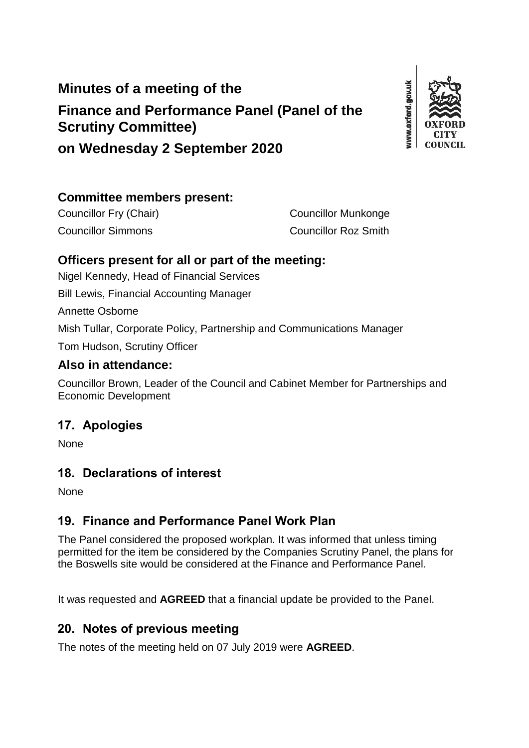# Minutes of a meeting of the

# Finance and Performance Panel (Panel of the Scrutiny Committee)

# on Wednesday 2 September 2020

## Committee members present:

Councillor Fry (Chair)
Councillor Munkonge
Councillor Simmons
Councillor Roz Smith

## Officers present for all or part of the meeting:

Nigel Kennedy, Head of Financial Services

Bill Lewis, Financial Accounting Manager

Annette Osborne

Mish Tullar, Corporate Policy, Partnership and Communications Manager

Tom Hudson, Scrutiny Officer

## Also in attendance:

Councillor Brown, Leader of the Council and Cabinet Member for Partnerships and Economic Development

## 17. Apologies

None

## 18. Declarations of interest

None

## 19. Finance and Performance Panel Work Plan

The Panel considered the proposed workplan. It was informed that unless timing permitted for the item be considered by the Companies Scrutiny Panel, the plans for the Boswells site would be considered at the Finance and Performance Panel.

It was requested and **AGREED** that a financial update be provided to the Panel.

## 20. Notes of previous meeting

The notes of the meeting held on 07 July 2019 were **AGREED**.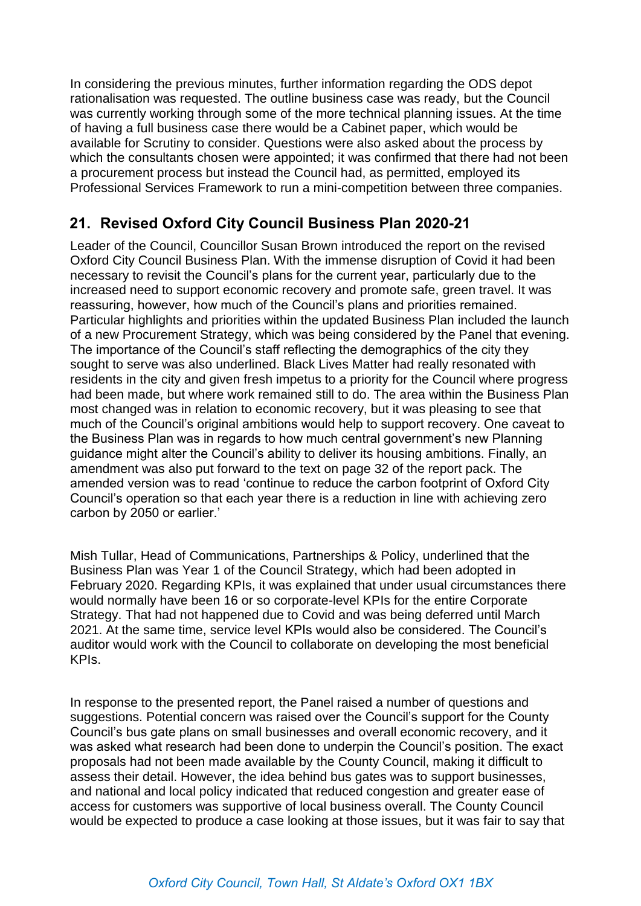In considering the previous minutes, further information regarding the ODS depot rationalisation was requested. The outline business case was ready, but the Council was currently working through some of the more technical planning issues. At the time of having a full business case there would be a Cabinet paper, which would be available for Scrutiny to consider. Questions were also asked about the process by which the consultants chosen were appointed; it was confirmed that there had not been a procurement process but instead the Council had, as permitted, employed its Professional Services Framework to run a mini-competition between three companies.

## 21. Revised Oxford City Council Business Plan 2020-21

Leader of the Council, Councillor Susan Brown introduced the report on the revised Oxford City Council Business Plan. With the immense disruption of Covid it had been necessary to revisit the Council's plans for the current year, particularly due to the increased need to support economic recovery and promote safe, green travel. It was reassuring, however, how much of the Council's plans and priorities remained. Particular highlights and priorities within the updated Business Plan included the launch of a new Procurement Strategy, which was being considered by the Panel that evening. The importance of the Council's staff reflecting the demographics of the city they sought to serve was also underlined. Black Lives Matter had really resonated with residents in the city and given fresh impetus to a priority for the Council where progress had been made, but where work remained still to do. The area within the Business Plan most changed was in relation to economic recovery, but it was pleasing to see that much of the Council's original ambitions would help to support recovery. One caveat to the Business Plan was in regards to how much central government's new Planning guidance might alter the Council's ability to deliver its housing ambitions. Finally, an amendment was also put forward to the text on page 32 of the report pack. The amended version was to read 'continue to reduce the carbon footprint of Oxford City Council's operation so that each year there is a reduction in line with achieving zero carbon by 2050 or earlier.'

Mish Tullar, Head of Communications, Partnerships & Policy, underlined that the Business Plan was Year 1 of the Council Strategy, which had been adopted in February 2020. Regarding KPIs, it was explained that under usual circumstances there would normally have been 16 or so corporate-level KPIs for the entire Corporate Strategy. That had not happened due to Covid and was being deferred until March 2021. At the same time, service level KPIs would also be considered. The Council's auditor would work with the Council to collaborate on developing the most beneficial KPIs.

In response to the presented report, the Panel raised a number of questions and suggestions. Potential concern was raised over the Council's support for the County Council's bus gate plans on small businesses and overall economic recovery, and it was asked what research had been done to underpin the Council's position. The exact proposals had not been made available by the County Council, making it difficult to assess their detail. However, the idea behind bus gates was to support businesses, and national and local policy indicated that reduced congestion and greater ease of access for customers was supportive of local business overall. The County Council would be expected to produce a case looking at those issues, but it was fair to say that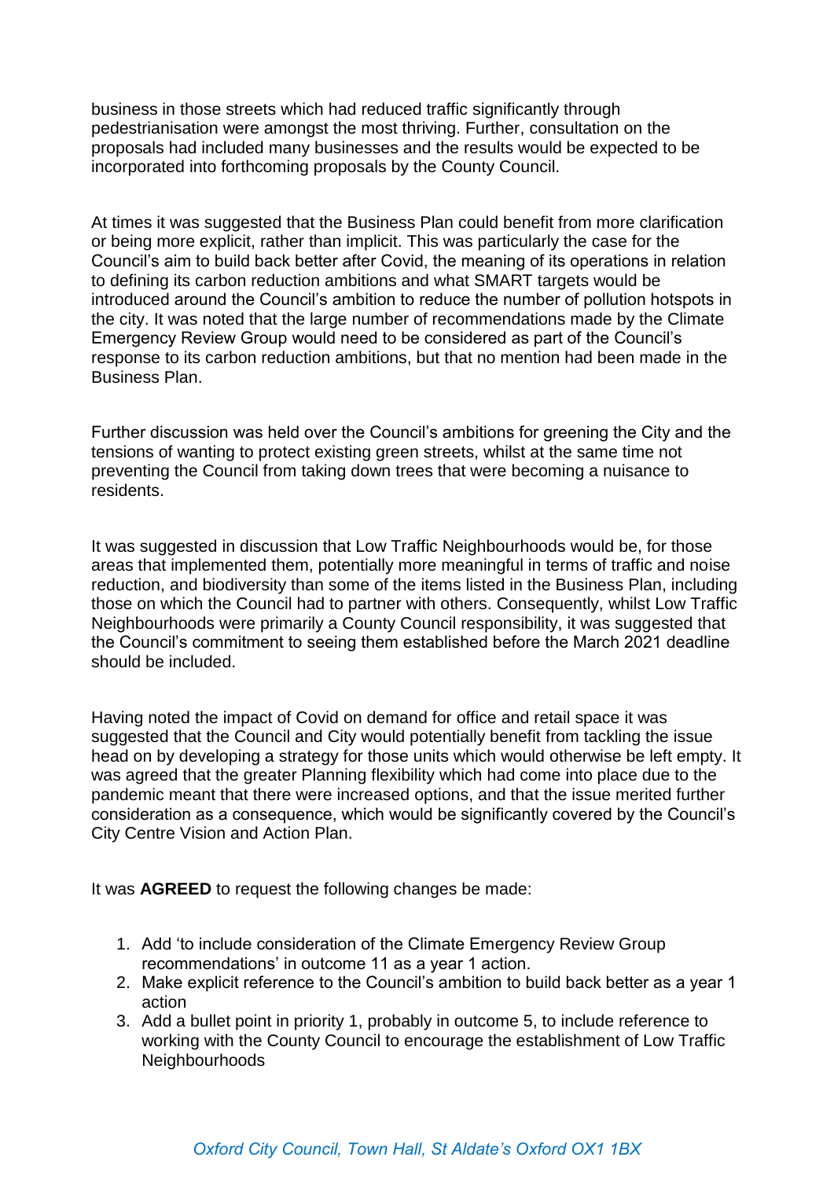business in those streets which had reduced traffic significantly through pedestrianisation were amongst the most thriving. Further, consultation on the proposals had included many businesses and the results would be expected to be incorporated into forthcoming proposals by the County Council.

At times it was suggested that the Business Plan could benefit from more clarification or being more explicit, rather than implicit. This was particularly the case for the Council's aim to build back better after Covid, the meaning of its operations in relation to defining its carbon reduction ambitions and what SMART targets would be introduced around the Council's ambition to reduce the number of pollution hotspots in the city. It was noted that the large number of recommendations made by the Climate Emergency Review Group would need to be considered as part of the Council's response to its carbon reduction ambitions, but that no mention had been made in the Business Plan.

Further discussion was held over the Council's ambitions for greening the City and the tensions of wanting to protect existing green streets, whilst at the same time not preventing the Council from taking down trees that were becoming a nuisance to residents.

It was suggested in discussion that Low Traffic Neighbourhoods would be, for those areas that implemented them, potentially more meaningful in terms of traffic and noise reduction, and biodiversity than some of the items listed in the Business Plan, including those on which the Council had to partner with others. Consequently, whilst Low Traffic Neighbourhoods were primarily a County Council responsibility, it was suggested that the Council's commitment to seeing them established before the March 2021 deadline should be included.

Having noted the impact of Covid on demand for office and retail space it was suggested that the Council and City would potentially benefit from tackling the issue head on by developing a strategy for those units which would otherwise be left empty. It was agreed that the greater Planning flexibility which had come into place due to the pandemic meant that there were increased options, and that the issue merited further consideration as a consequence, which would be significantly covered by the Council's City Centre Vision and Action Plan.

It was **AGREED** to request the following changes be made:

1. Add 'to include consideration of the Climate Emergency Review Group recommendations' in outcome 11 as a year 1 action.
2. Make explicit reference to the Council's ambition to build back better as a year 1 action
3. Add a bullet point in priority 1, probably in outcome 5, to include reference to working with the County Council to encourage the establishment of Low Traffic Neighbourhoods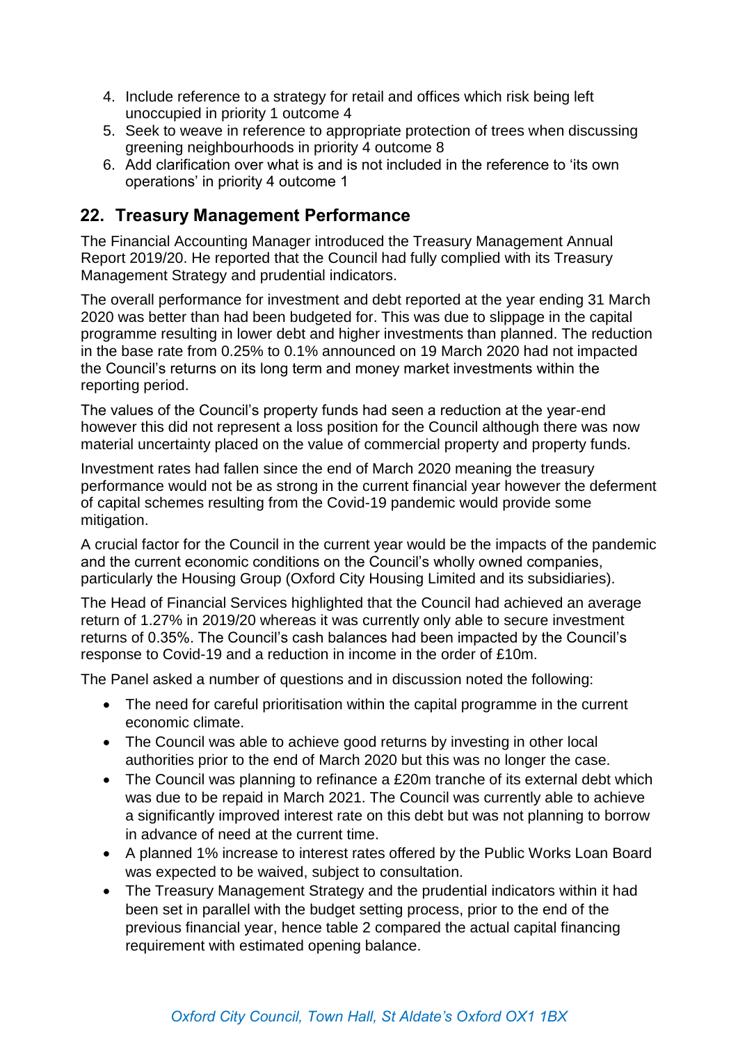4. Include reference to a strategy for retail and offices which risk being left unoccupied in priority 1 outcome 4
5. Seek to weave in reference to appropriate protection of trees when discussing greening neighbourhoods in priority 4 outcome 8
6. Add clarification over what is and is not included in the reference to 'its own operations' in priority 4 outcome 1

## 22. Treasury Management Performance

The Financial Accounting Manager introduced the Treasury Management Annual Report 2019/20. He reported that the Council had fully complied with its Treasury Management Strategy and prudential indicators.

The overall performance for investment and debt reported at the year ending 31 March 2020 was better than had been budgeted for. This was due to slippage in the capital programme resulting in lower debt and higher investments than planned. The reduction in the base rate from 0.25% to 0.1% announced on 19 March 2020 had not impacted the Council's returns on its long term and money market investments within the reporting period.

The values of the Council's property funds had seen a reduction at the year-end however this did not represent a loss position for the Council although there was now material uncertainty placed on the value of commercial property and property funds.

Investment rates had fallen since the end of March 2020 meaning the treasury performance would not be as strong in the current financial year however the deferment of capital schemes resulting from the Covid-19 pandemic would provide some mitigation.

A crucial factor for the Council in the current year would be the impacts of the pandemic and the current economic conditions on the Council's wholly owned companies, particularly the Housing Group (Oxford City Housing Limited and its subsidiaries).

The Head of Financial Services highlighted that the Council had achieved an average return of 1.27% in 2019/20 whereas it was currently only able to secure investment returns of 0.35%. The Council's cash balances had been impacted by the Council's response to Covid-19 and a reduction in income in the order of £10m.

The Panel asked a number of questions and in discussion noted the following:

- The need for careful prioritisation within the capital programme in the current economic climate.
- The Council was able to achieve good returns by investing in other local authorities prior to the end of March 2020 but this was no longer the case.
- The Council was planning to refinance a £20m tranche of its external debt which was due to be repaid in March 2021. The Council was currently able to achieve a significantly improved interest rate on this debt but was not planning to borrow in advance of need at the current time.
- A planned 1% increase to interest rates offered by the Public Works Loan Board was expected to be waived, subject to consultation.
- The Treasury Management Strategy and the prudential indicators within it had been set in parallel with the budget setting process, prior to the end of the previous financial year, hence table 2 compared the actual capital financing requirement with estimated opening balance.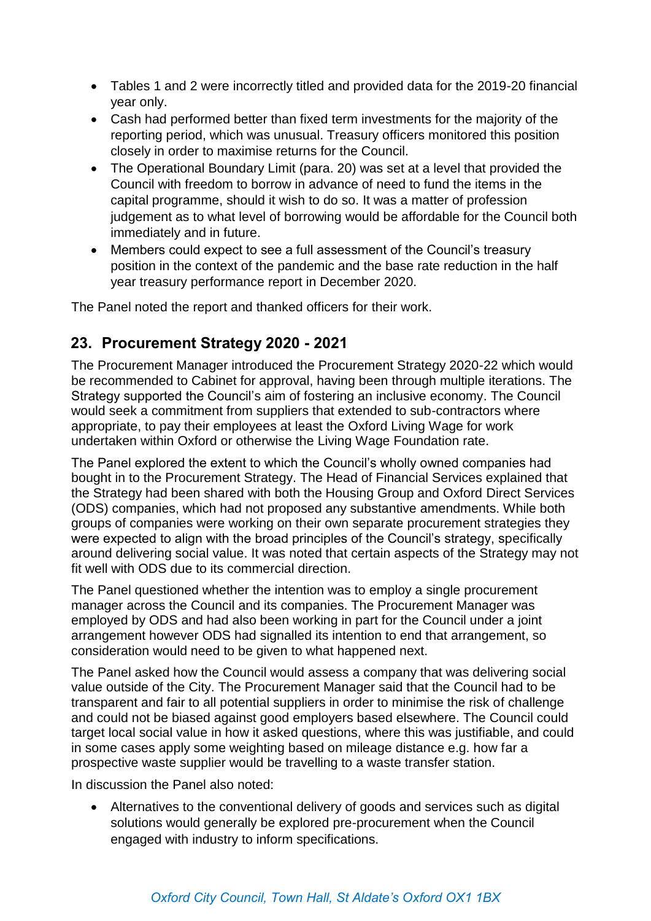- Tables 1 and 2 were incorrectly titled and provided data for the 2019-20 financial year only.
- Cash had performed better than fixed term investments for the majority of the reporting period, which was unusual. Treasury officers monitored this position closely in order to maximise returns for the Council.
- The Operational Boundary Limit (para. 20) was set at a level that provided the Council with freedom to borrow in advance of need to fund the items in the capital programme, should it wish to do so. It was a matter of profession judgement as to what level of borrowing would be affordable for the Council both immediately and in future.
- Members could expect to see a full assessment of the Council's treasury position in the context of the pandemic and the base rate reduction in the half year treasury performance report in December 2020.

The Panel noted the report and thanked officers for their work.

## 23. Procurement Strategy 2020 - 2021

The Procurement Manager introduced the Procurement Strategy 2020-22 which would be recommended to Cabinet for approval, having been through multiple iterations. The Strategy supported the Council's aim of fostering an inclusive economy. The Council would seek a commitment from suppliers that extended to sub-contractors where appropriate, to pay their employees at least the Oxford Living Wage for work undertaken within Oxford or otherwise the Living Wage Foundation rate.

The Panel explored the extent to which the Council's wholly owned companies had bought in to the Procurement Strategy. The Head of Financial Services explained that the Strategy had been shared with both the Housing Group and Oxford Direct Services (ODS) companies, which had not proposed any substantive amendments. While both groups of companies were working on their own separate procurement strategies they were expected to align with the broad principles of the Council's strategy, specifically around delivering social value. It was noted that certain aspects of the Strategy may not fit well with ODS due to its commercial direction.

The Panel questioned whether the intention was to employ a single procurement manager across the Council and its companies. The Procurement Manager was employed by ODS and had also been working in part for the Council under a joint arrangement however ODS had signalled its intention to end that arrangement, so consideration would need to be given to what happened next.

The Panel asked how the Council would assess a company that was delivering social value outside of the City. The Procurement Manager said that the Council had to be transparent and fair to all potential suppliers in order to minimise the risk of challenge and could not be biased against good employers based elsewhere. The Council could target local social value in how it asked questions, where this was justifiable, and could in some cases apply some weighting based on mileage distance e.g. how far a prospective waste supplier would be travelling to a waste transfer station.

In discussion the Panel also noted:

- Alternatives to the conventional delivery of goods and services such as digital solutions would generally be explored pre-procurement when the Council engaged with industry to inform specifications.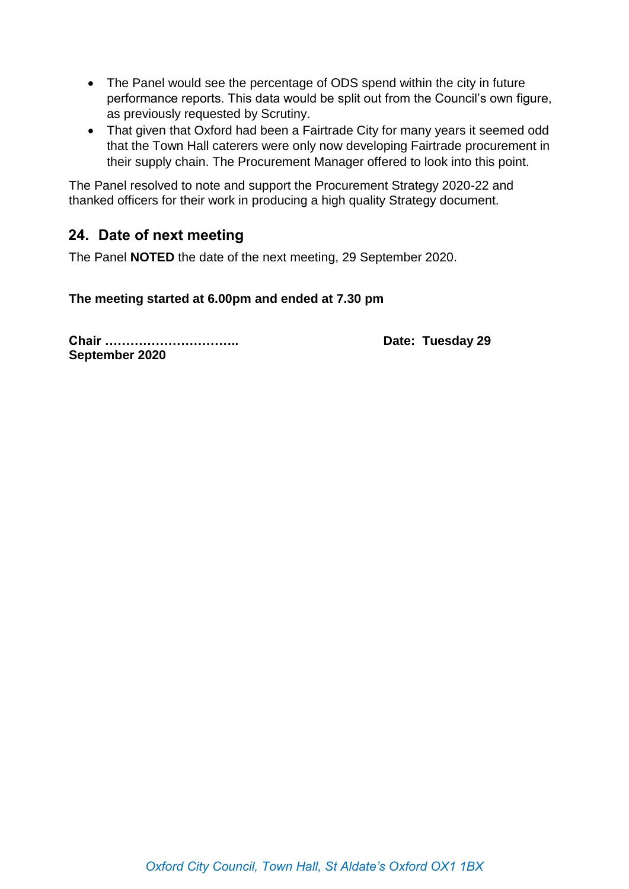- The Panel would see the percentage of ODS spend within the city in future performance reports. This data would be split out from the Council's own figure, as previously requested by Scrutiny.
- That given that Oxford had been a Fairtrade City for many years it seemed odd that the Town Hall caterers were only now developing Fairtrade procurement in their supply chain. The Procurement Manager offered to look into this point.

The Panel resolved to note and support the Procurement Strategy 2020-22 and thanked officers for their work in producing a high quality Strategy document.

## 24. Date of next meeting

The Panel **NOTED** the date of the next meeting, 29 September 2020.

**The meeting started at 6.00pm and ended at 7.30 pm**

**Chair …………………………..** **Date: Tuesday 29 September 2020**